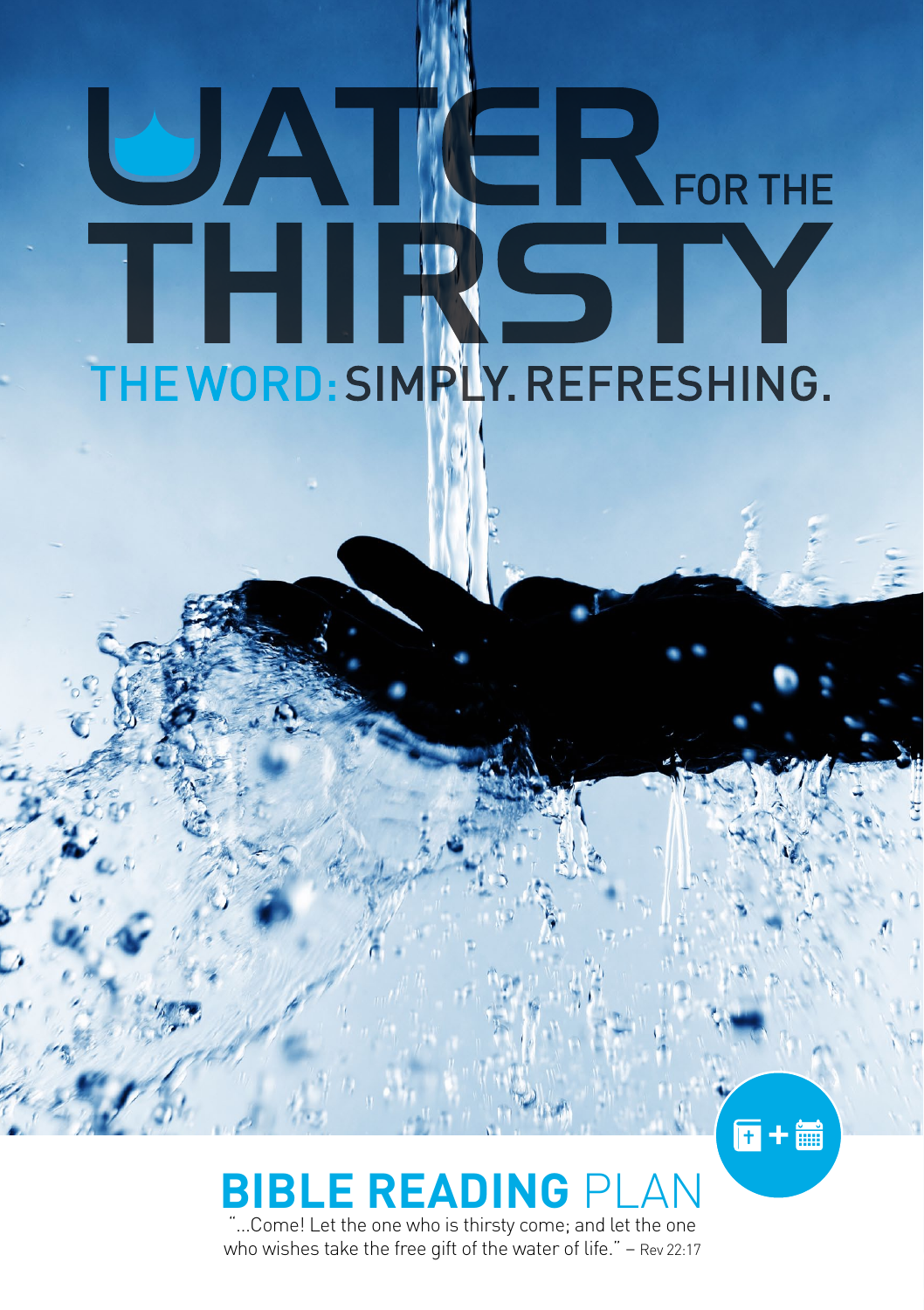# WATER FOR THE THIRSTY

THE WORD: SIMPLY. REFRESHING.

## BIBLE READING PLAN

"...Come! Let the one who is thirsty come; and let the one who wishes take the free gift of the water of life." – Rev 22:17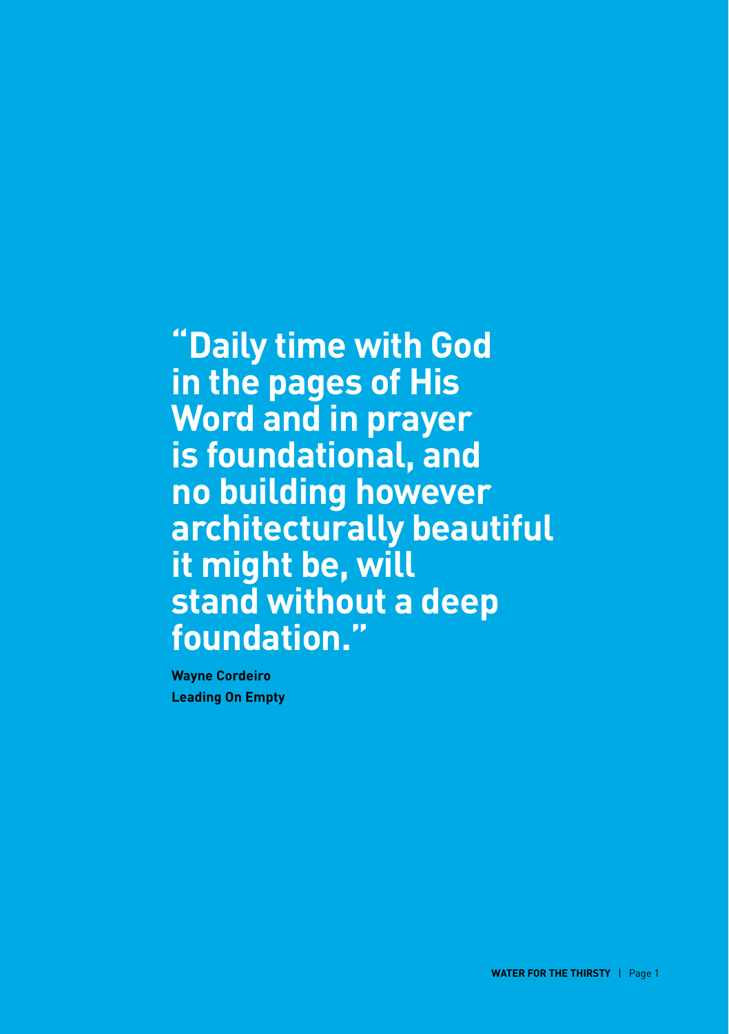**"Daily time with God in the pages of His Word and in prayer is foundational, and no building however architecturally beautiful it might be, will stand without a deep foundation."**

**Wayne Cordeiro**
**Leading On Empty**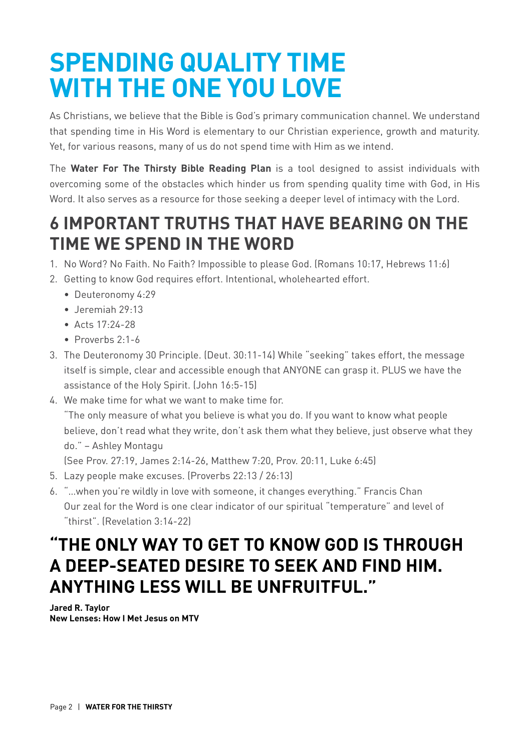# SPENDING QUALITY TIME WITH THE ONE YOU LOVE

As Christians, we believe that the Bible is God's primary communication channel. We understand that spending time in His Word is elementary to our Christian experience, growth and maturity. Yet, for various reasons, many of us do not spend time with Him as we intend.

The **Water For The Thirsty Bible Reading Plan** is a tool designed to assist individuals with overcoming some of the obstacles which hinder us from spending quality time with God, in His Word. It also serves as a resource for those seeking a deeper level of intimacy with the Lord.

## 6 IMPORTANT TRUTHS THAT HAVE BEARING ON THE TIME WE SPEND IN THE WORD

1. No Word? No Faith. No Faith? Impossible to please God. (Romans 10:17, Hebrews 11:6)
2. Getting to know God requires effort. Intentional, wholehearted effort.
   - Deuteronomy 4:29
   - Jeremiah 29:13
   - Acts 17:24-28
   - Proverbs 2:1-6
3. The Deuteronomy 30 Principle. (Deut. 30:11-14) While "seeking" takes effort, the message itself is simple, clear and accessible enough that ANYONE can grasp it. PLUS we have the assistance of the Holy Spirit. (John 16:5-15)
4. We make time for what we want to make time for.
   "The only measure of what you believe is what you do. If you want to know what people believe, don't read what they write, don't ask them what they believe, just observe what they do." – Ashley Montagu
   (See Prov. 27:19, James 2:14-26, Matthew 7:20, Prov. 20:11, Luke 6:45)
5. Lazy people make excuses. (Proverbs 22:13 / 26:13)
6. "...when you're wildly in love with someone, it changes everything." Francis Chan
   Our zeal for the Word is one clear indicator of our spiritual "temperature" and level of "thirst". (Revelation 3:14-22)

## "THE ONLY WAY TO GET TO KNOW GOD IS THROUGH A DEEP-SEATED DESIRE TO SEEK AND FIND HIM. ANYTHING LESS WILL BE UNFRUITFUL."

**Jared R. Taylor**
**New Lenses: How I Met Jesus on MTV**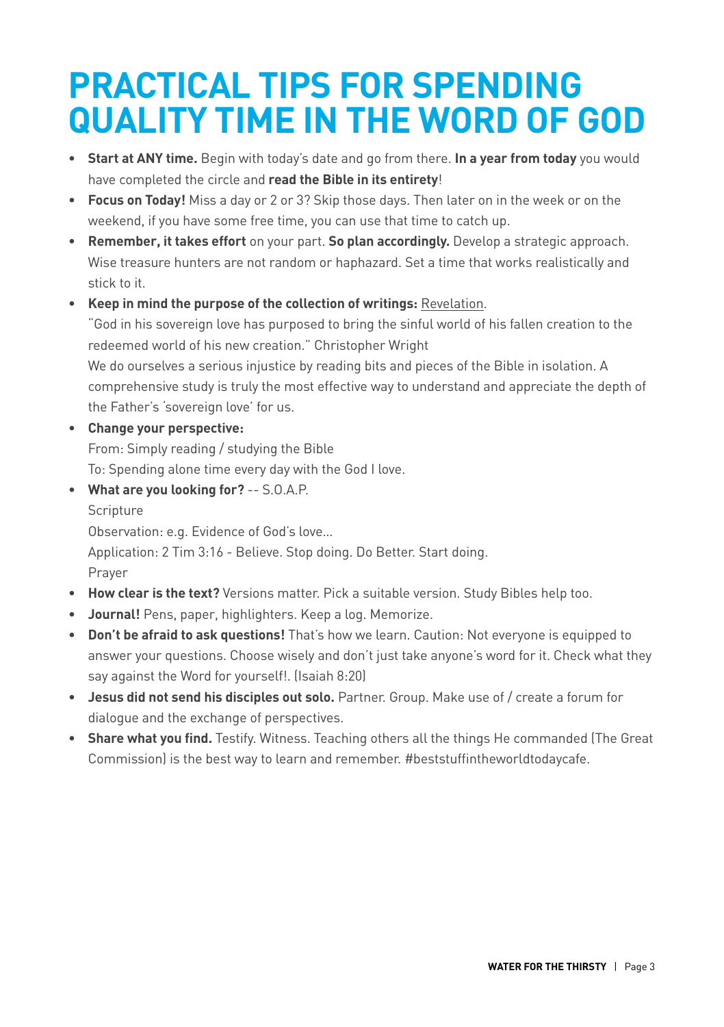# PRACTICAL TIPS FOR SPENDING QUALITY TIME IN THE WORD OF GOD

- **Start at ANY time.** Begin with today's date and go from there. **In a year from today** you would have completed the circle and **read the Bible in its entirety**!
- **Focus on Today!** Miss a day or 2 or 3? Skip those days. Then later on in the week or on the weekend, if you have some free time, you can use that time to catch up.
- **Remember, it takes effort** on your part. **So plan accordingly.** Develop a strategic approach. Wise treasure hunters are not random or haphazard. Set a time that works realistically and stick to it.
- **Keep in mind the purpose of the collection of writings:** Revelation.
  "God in his sovereign love has purposed to bring the sinful world of his fallen creation to the redeemed world of his new creation." Christopher Wright
  We do ourselves a serious injustice by reading bits and pieces of the Bible in isolation. A comprehensive study is truly the most effective way to understand and appreciate the depth of the Father's 'sovereign love' for us.
- **Change your perspective:**
  From: Simply reading / studying the Bible
  To: Spending alone time every day with the God I love.
- **What are you looking for?** -- S.O.A.P.
  Scripture
  Observation: e.g. Evidence of God's love...
  Application: 2 Tim 3:16 - Believe. Stop doing. Do Better. Start doing.
  Prayer
- **How clear is the text?** Versions matter. Pick a suitable version. Study Bibles help too.
- **Journal!** Pens, paper, highlighters. Keep a log. Memorize.
- **Don't be afraid to ask questions!** That's how we learn. Caution: Not everyone is equipped to answer your questions. Choose wisely and don't just take anyone's word for it. Check what they say against the Word for yourself!. (Isaiah 8:20)
- **Jesus did not send his disciples out solo.** Partner. Group. Make use of / create a forum for dialogue and the exchange of perspectives.
- **Share what you find.** Testify. Witness. Teaching others all the things He commanded (The Great Commission) is the best way to learn and remember. #beststuffintheworldtodaycafe.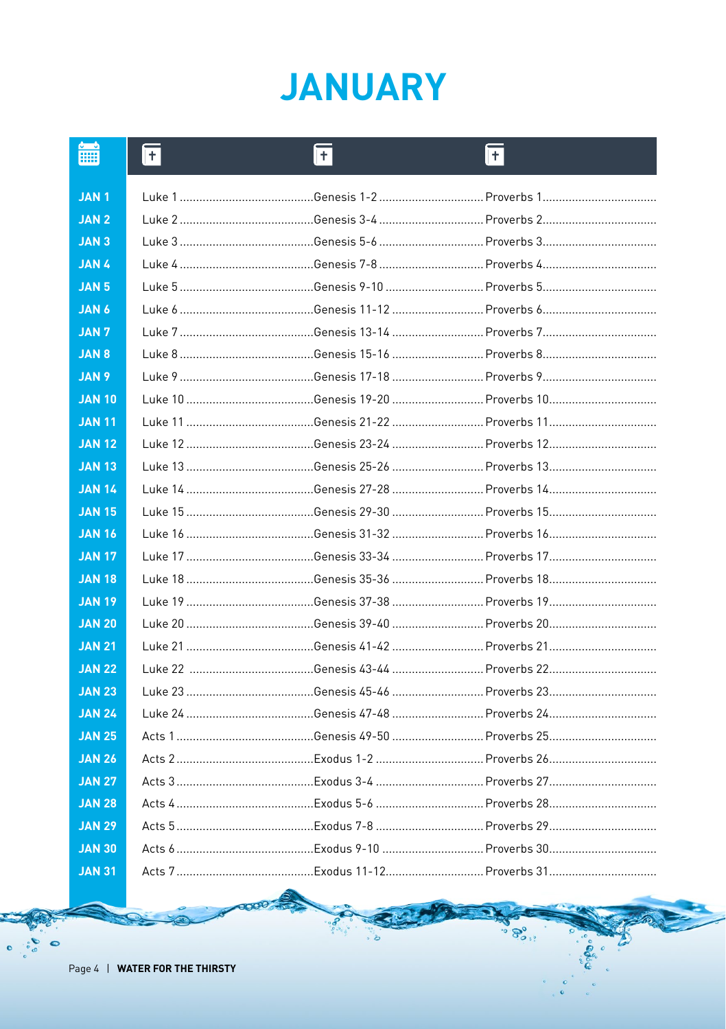# JANUARY

| | | | |
|---|---|---|---|
| JAN 1 | Luke 1 | Genesis 1-2 | Proverbs 1 |
| JAN 2 | Luke 2 | Genesis 3-4 | Proverbs 2 |
| JAN 3 | Luke 3 | Genesis 5-6 | Proverbs 3 |
| JAN 4 | Luke 4 | Genesis 7-8 | Proverbs 4 |
| JAN 5 | Luke 5 | Genesis 9-10 | Proverbs 5 |
| JAN 6 | Luke 6 | Genesis 11-12 | Proverbs 6 |
| JAN 7 | Luke 7 | Genesis 13-14 | Proverbs 7 |
| JAN 8 | Luke 8 | Genesis 15-16 | Proverbs 8 |
| JAN 9 | Luke 9 | Genesis 17-18 | Proverbs 9 |
| JAN 10 | Luke 10 | Genesis 19-20 | Proverbs 10 |
| JAN 11 | Luke 11 | Genesis 21-22 | Proverbs 11 |
| JAN 12 | Luke 12 | Genesis 23-24 | Proverbs 12 |
| JAN 13 | Luke 13 | Genesis 25-26 | Proverbs 13 |
| JAN 14 | Luke 14 | Genesis 27-28 | Proverbs 14 |
| JAN 15 | Luke 15 | Genesis 29-30 | Proverbs 15 |
| JAN 16 | Luke 16 | Genesis 31-32 | Proverbs 16 |
| JAN 17 | Luke 17 | Genesis 33-34 | Proverbs 17 |
| JAN 18 | Luke 18 | Genesis 35-36 | Proverbs 18 |
| JAN 19 | Luke 19 | Genesis 37-38 | Proverbs 19 |
| JAN 20 | Luke 20 | Genesis 39-40 | Proverbs 20 |
| JAN 21 | Luke 21 | Genesis 41-42 | Proverbs 21 |
| JAN 22 | Luke 22 | Genesis 43-44 | Proverbs 22 |
| JAN 23 | Luke 23 | Genesis 45-46 | Proverbs 23 |
| JAN 24 | Luke 24 | Genesis 47-48 | Proverbs 24 |
| JAN 25 | Acts 1 | Genesis 49-50 | Proverbs 25 |
| JAN 26 | Acts 2 | Exodus 1-2 | Proverbs 26 |
| JAN 27 | Acts 3 | Exodus 3-4 | Proverbs 27 |
| JAN 28 | Acts 4 | Exodus 5-6 | Proverbs 28 |
| JAN 29 | Acts 5 | Exodus 7-8 | Proverbs 29 |
| JAN 30 | Acts 6 | Exodus 9-10 | Proverbs 30 |
| JAN 31 | Acts 7 | Exodus 11-12 | Proverbs 31 |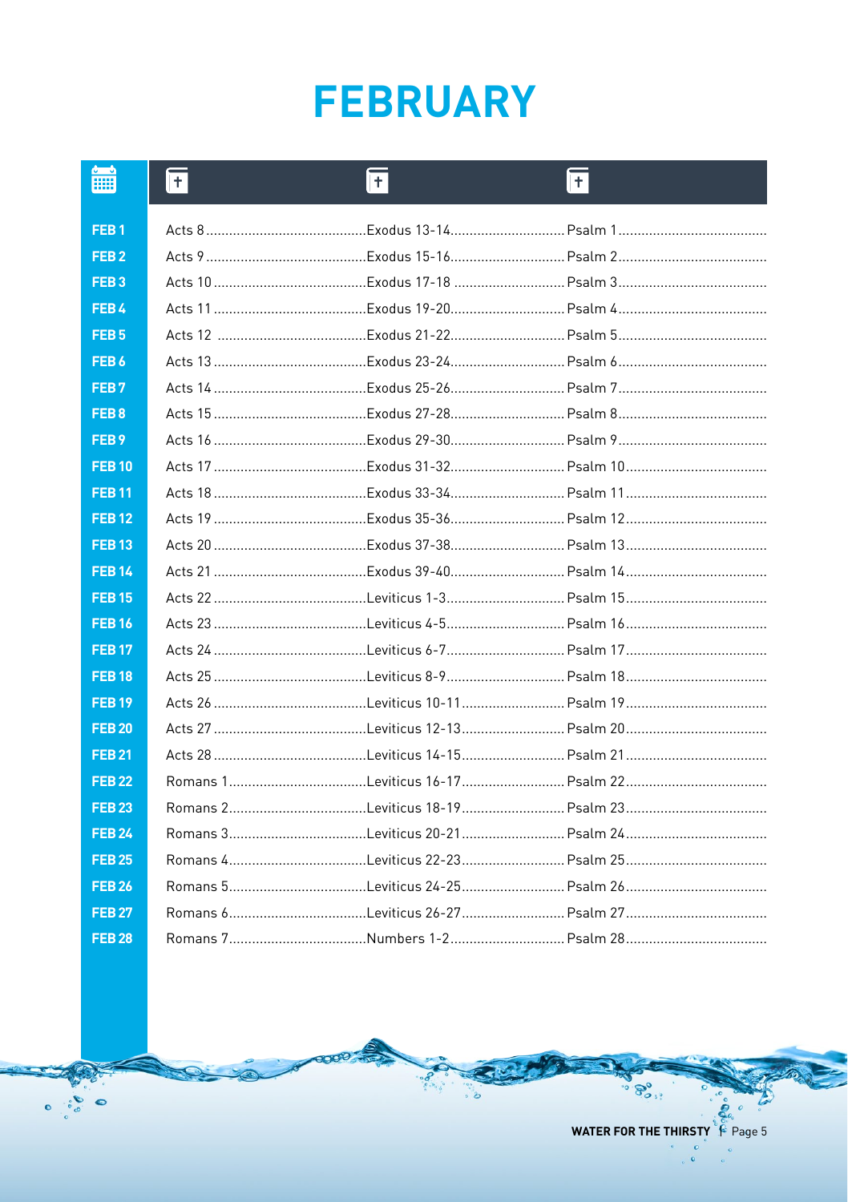# FEBRUARY

| | | | |
|---|---|---|---|
| FEB 1 | Acts 8 | Exodus 13-14 | Psalm 1 |
| FEB 2 | Acts 9 | Exodus 15-16 | Psalm 2 |
| FEB 3 | Acts 10 | Exodus 17-18 | Psalm 3 |
| FEB 4 | Acts 11 | Exodus 19-20 | Psalm 4 |
| FEB 5 | Acts 12 | Exodus 21-22 | Psalm 5 |
| FEB 6 | Acts 13 | Exodus 23-24 | Psalm 6 |
| FEB 7 | Acts 14 | Exodus 25-26 | Psalm 7 |
| FEB 8 | Acts 15 | Exodus 27-28 | Psalm 8 |
| FEB 9 | Acts 16 | Exodus 29-30 | Psalm 9 |
| FEB 10 | Acts 17 | Exodus 31-32 | Psalm 10 |
| FEB 11 | Acts 18 | Exodus 33-34 | Psalm 11 |
| FEB 12 | Acts 19 | Exodus 35-36 | Psalm 12 |
| FEB 13 | Acts 20 | Exodus 37-38 | Psalm 13 |
| FEB 14 | Acts 21 | Exodus 39-40 | Psalm 14 |
| FEB 15 | Acts 22 | Leviticus 1-3 | Psalm 15 |
| FEB 16 | Acts 23 | Leviticus 4-5 | Psalm 16 |
| FEB 17 | Acts 24 | Leviticus 6-7 | Psalm 17 |
| FEB 18 | Acts 25 | Leviticus 8-9 | Psalm 18 |
| FEB 19 | Acts 26 | Leviticus 10-11 | Psalm 19 |
| FEB 20 | Acts 27 | Leviticus 12-13 | Psalm 20 |
| FEB 21 | Acts 28 | Leviticus 14-15 | Psalm 21 |
| FEB 22 | Romans 1 | Leviticus 16-17 | Psalm 22 |
| FEB 23 | Romans 2 | Leviticus 18-19 | Psalm 23 |
| FEB 24 | Romans 3 | Leviticus 20-21 | Psalm 24 |
| FEB 25 | Romans 4 | Leviticus 22-23 | Psalm 25 |
| FEB 26 | Romans 5 | Leviticus 24-25 | Psalm 26 |
| FEB 27 | Romans 6 | Leviticus 26-27 | Psalm 27 |
| FEB 28 | Romans 7 | Numbers 1-2 | Psalm 28 |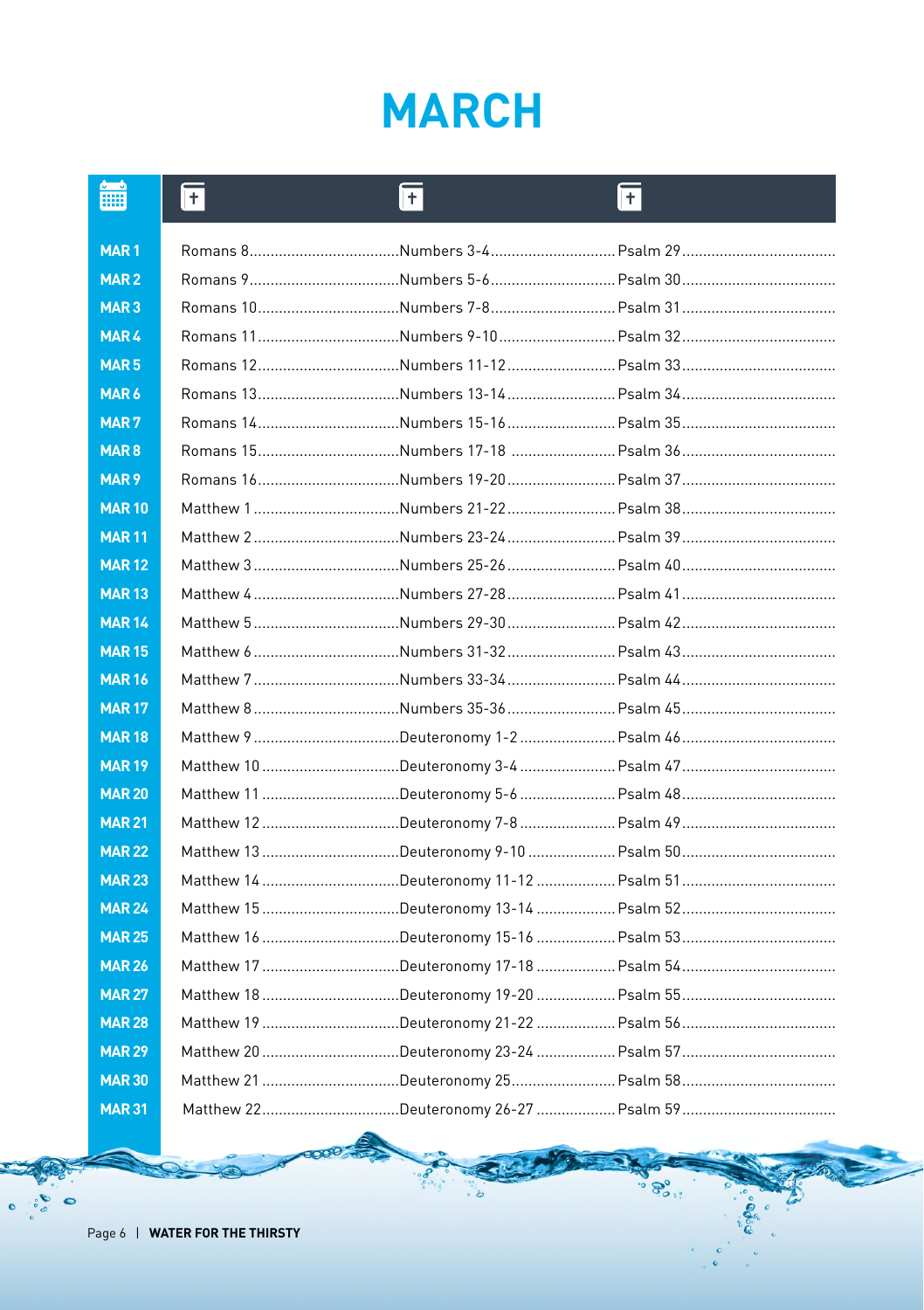# MARCH

| Date | | | |
|---|---|---|---|
| MAR 1 | Romans 8 | Numbers 3-4 | Psalm 29 |
| MAR 2 | Romans 9 | Numbers 5-6 | Psalm 30 |
| MAR 3 | Romans 10 | Numbers 7-8 | Psalm 31 |
| MAR 4 | Romans 11 | Numbers 9-10 | Psalm 32 |
| MAR 5 | Romans 12 | Numbers 11-12 | Psalm 33 |
| MAR 6 | Romans 13 | Numbers 13-14 | Psalm 34 |
| MAR 7 | Romans 14 | Numbers 15-16 | Psalm 35 |
| MAR 8 | Romans 15 | Numbers 17-18 | Psalm 36 |
| MAR 9 | Romans 16 | Numbers 19-20 | Psalm 37 |
| MAR 10 | Matthew 1 | Numbers 21-22 | Psalm 38 |
| MAR 11 | Matthew 2 | Numbers 23-24 | Psalm 39 |
| MAR 12 | Matthew 3 | Numbers 25-26 | Psalm 40 |
| MAR 13 | Matthew 4 | Numbers 27-28 | Psalm 41 |
| MAR 14 | Matthew 5 | Numbers 29-30 | Psalm 42 |
| MAR 15 | Matthew 6 | Numbers 31-32 | Psalm 43 |
| MAR 16 | Matthew 7 | Numbers 33-34 | Psalm 44 |
| MAR 17 | Matthew 8 | Numbers 35-36 | Psalm 45 |
| MAR 18 | Matthew 9 | Deuteronomy 1-2 | Psalm 46 |
| MAR 19 | Matthew 10 | Deuteronomy 3-4 | Psalm 47 |
| MAR 20 | Matthew 11 | Deuteronomy 5-6 | Psalm 48 |
| MAR 21 | Matthew 12 | Deuteronomy 7-8 | Psalm 49 |
| MAR 22 | Matthew 13 | Deuteronomy 9-10 | Psalm 50 |
| MAR 23 | Matthew 14 | Deuteronomy 11-12 | Psalm 51 |
| MAR 24 | Matthew 15 | Deuteronomy 13-14 | Psalm 52 |
| MAR 25 | Matthew 16 | Deuteronomy 15-16 | Psalm 53 |
| MAR 26 | Matthew 17 | Deuteronomy 17-18 | Psalm 54 |
| MAR 27 | Matthew 18 | Deuteronomy 19-20 | Psalm 55 |
| MAR 28 | Matthew 19 | Deuteronomy 21-22 | Psalm 56 |
| MAR 29 | Matthew 20 | Deuteronomy 23-24 | Psalm 57 |
| MAR 30 | Matthew 21 | Deuteronomy 25 | Psalm 58 |
| MAR 31 | Matthew 22 | Deuteronomy 26-27 | Psalm 59 |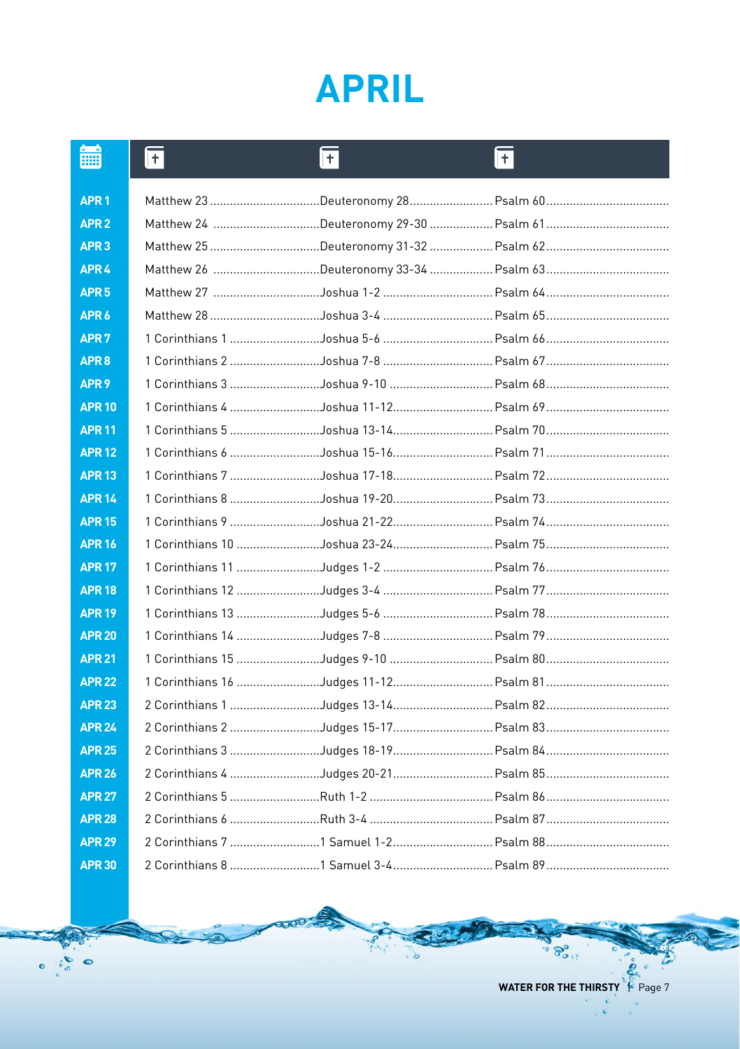# APRIL

| Date | Reading 1 | Reading 2 | Reading 3 |
|---|---|---|---|
| APR 1 | Matthew 23 | Deuteronomy 28 | Psalm 60 |
| APR 2 | Matthew 24 | Deuteronomy 29-30 | Psalm 61 |
| APR 3 | Matthew 25 | Deuteronomy 31-32 | Psalm 62 |
| APR 4 | Matthew 26 | Deuteronomy 33-34 | Psalm 63 |
| APR 5 | Matthew 27 | Joshua 1-2 | Psalm 64 |
| APR 6 | Matthew 28 | Joshua 3-4 | Psalm 65 |
| APR 7 | 1 Corinthians 1 | Joshua 5-6 | Psalm 66 |
| APR 8 | 1 Corinthians 2 | Joshua 7-8 | Psalm 67 |
| APR 9 | 1 Corinthians 3 | Joshua 9-10 | Psalm 68 |
| APR 10 | 1 Corinthians 4 | Joshua 11-12 | Psalm 69 |
| APR 11 | 1 Corinthians 5 | Joshua 13-14 | Psalm 70 |
| APR 12 | 1 Corinthians 6 | Joshua 15-16 | Psalm 71 |
| APR 13 | 1 Corinthians 7 | Joshua 17-18 | Psalm 72 |
| APR 14 | 1 Corinthians 8 | Joshua 19-20 | Psalm 73 |
| APR 15 | 1 Corinthians 9 | Joshua 21-22 | Psalm 74 |
| APR 16 | 1 Corinthians 10 | Joshua 23-24 | Psalm 75 |
| APR 17 | 1 Corinthians 11 | Judges 1-2 | Psalm 76 |
| APR 18 | 1 Corinthians 12 | Judges 3-4 | Psalm 77 |
| APR 19 | 1 Corinthians 13 | Judges 5-6 | Psalm 78 |
| APR 20 | 1 Corinthians 14 | Judges 7-8 | Psalm 79 |
| APR 21 | 1 Corinthians 15 | Judges 9-10 | Psalm 80 |
| APR 22 | 1 Corinthians 16 | Judges 11-12 | Psalm 81 |
| APR 23 | 2 Corinthians 1 | Judges 13-14 | Psalm 82 |
| APR 24 | 2 Corinthians 2 | Judges 15-17 | Psalm 83 |
| APR 25 | 2 Corinthians 3 | Judges 18-19 | Psalm 84 |
| APR 26 | 2 Corinthians 4 | Judges 20-21 | Psalm 85 |
| APR 27 | 2 Corinthians 5 | Ruth 1-2 | Psalm 86 |
| APR 28 | 2 Corinthians 6 | Ruth 3-4 | Psalm 87 |
| APR 29 | 2 Corinthians 7 | 1 Samuel 1-2 | Psalm 88 |
| APR 30 | 2 Corinthians 8 | 1 Samuel 3-4 | Psalm 89 |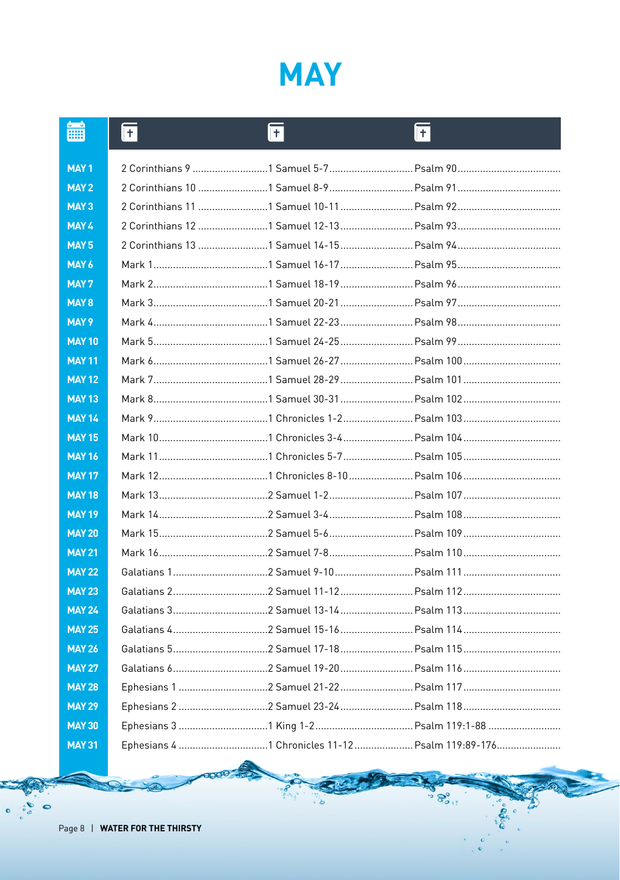# MAY

| Date | Reading 1 | Reading 2 | Reading 3 |
|---|---|---|---|
| MAY 1 | 2 Corinthians 9 | 1 Samuel 5-7 | Psalm 90 |
| MAY 2 | 2 Corinthians 10 | 1 Samuel 8-9 | Psalm 91 |
| MAY 3 | 2 Corinthians 11 | 1 Samuel 10-11 | Psalm 92 |
| MAY 4 | 2 Corinthians 12 | 1 Samuel 12-13 | Psalm 93 |
| MAY 5 | 2 Corinthians 13 | 1 Samuel 14-15 | Psalm 94 |
| MAY 6 | Mark 1 | 1 Samuel 16-17 | Psalm 95 |
| MAY 7 | Mark 2 | 1 Samuel 18-19 | Psalm 96 |
| MAY 8 | Mark 3 | 1 Samuel 20-21 | Psalm 97 |
| MAY 9 | Mark 4 | 1 Samuel 22-23 | Psalm 98 |
| MAY 10 | Mark 5 | 1 Samuel 24-25 | Psalm 99 |
| MAY 11 | Mark 6 | 1 Samuel 26-27 | Psalm 100 |
| MAY 12 | Mark 7 | 1 Samuel 28-29 | Psalm 101 |
| MAY 13 | Mark 8 | 1 Samuel 30-31 | Psalm 102 |
| MAY 14 | Mark 9 | 1 Chronicles 1-2 | Psalm 103 |
| MAY 15 | Mark 10 | 1 Chronicles 3-4 | Psalm 104 |
| MAY 16 | Mark 11 | 1 Chronicles 5-7 | Psalm 105 |
| MAY 17 | Mark 12 | 1 Chronicles 8-10 | Psalm 106 |
| MAY 18 | Mark 13 | 2 Samuel 1-2 | Psalm 107 |
| MAY 19 | Mark 14 | 2 Samuel 3-4 | Psalm 108 |
| MAY 20 | Mark 15 | 2 Samuel 5-6 | Psalm 109 |
| MAY 21 | Mark 16 | 2 Samuel 7-8 | Psalm 110 |
| MAY 22 | Galatians 1 | 2 Samuel 9-10 | Psalm 111 |
| MAY 23 | Galatians 2 | 2 Samuel 11-12 | Psalm 112 |
| MAY 24 | Galatians 3 | 2 Samuel 13-14 | Psalm 113 |
| MAY 25 | Galatians 4 | 2 Samuel 15-16 | Psalm 114 |
| MAY 26 | Galatians 5 | 2 Samuel 17-18 | Psalm 115 |
| MAY 27 | Galatians 6 | 2 Samuel 19-20 | Psalm 116 |
| MAY 28 | Ephesians 1 | 2 Samuel 21-22 | Psalm 117 |
| MAY 29 | Ephesians 2 | 2 Samuel 23-24 | Psalm 118 |
| MAY 30 | Ephesians 3 | 1 King 1-2 | Psalm 119:1-88 |
| MAY 31 | Ephesians 4 | 1 Chronicles 11-12 | Psalm 119:89-176 |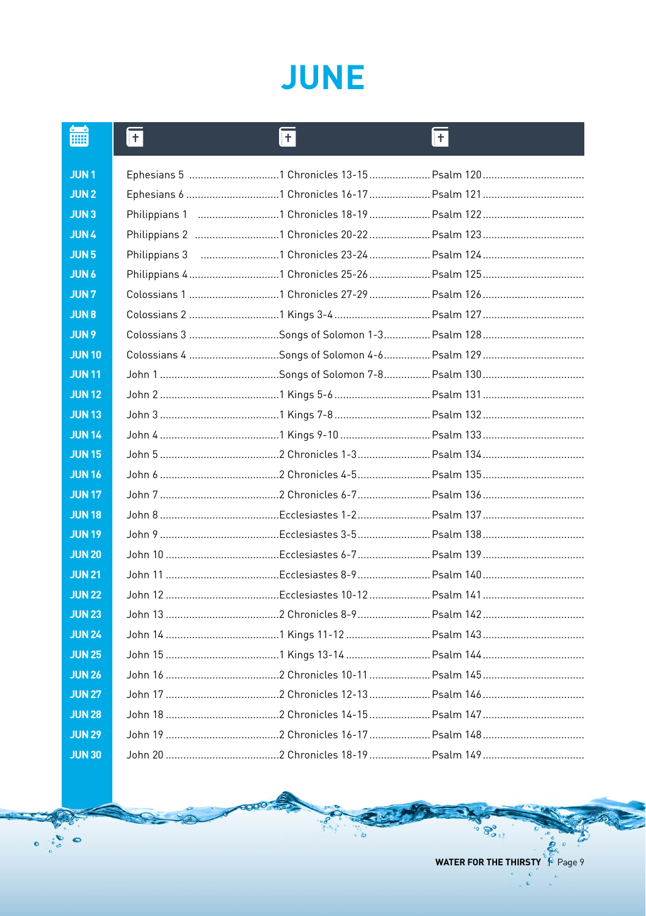# JUNE

| | | | |
|---|---|---|---|
| JUN 1 | Ephesians 5 | 1 Chronicles 13-15 | Psalm 120 |
| JUN 2 | Ephesians 6 | 1 Chronicles 16-17 | Psalm 121 |
| JUN 3 | Philippians 1 | 1 Chronicles 18-19 | Psalm 122 |
| JUN 4 | Philippians 2 | 1 Chronicles 20-22 | Psalm 123 |
| JUN 5 | Philippians 3 | 1 Chronicles 23-24 | Psalm 124 |
| JUN 6 | Philippians 4 | 1 Chronicles 25-26 | Psalm 125 |
| JUN 7 | Colossians 1 | 1 Chronicles 27-29 | Psalm 126 |
| JUN 8 | Colossians 2 | 1 Kings 3-4 | Psalm 127 |
| JUN 9 | Colossians 3 | Songs of Solomon 1-3 | Psalm 128 |
| JUN 10 | Colossians 4 | Songs of Solomon 4-6 | Psalm 129 |
| JUN 11 | John 1 | Songs of Solomon 7-8 | Psalm 130 |
| JUN 12 | John 2 | 1 Kings 5-6 | Psalm 131 |
| JUN 13 | John 3 | 1 Kings 7-8 | Psalm 132 |
| JUN 14 | John 4 | 1 Kings 9-10 | Psalm 133 |
| JUN 15 | John 5 | 2 Chronicles 1-3 | Psalm 134 |
| JUN 16 | John 6 | 2 Chronicles 4-5 | Psalm 135 |
| JUN 17 | John 7 | 2 Chronicles 6-7 | Psalm 136 |
| JUN 18 | John 8 | Ecclesiastes 1-2 | Psalm 137 |
| JUN 19 | John 9 | Ecclesiastes 3-5 | Psalm 138 |
| JUN 20 | John 10 | Ecclesiastes 6-7 | Psalm 139 |
| JUN 21 | John 11 | Ecclesiastes 8-9 | Psalm 140 |
| JUN 22 | John 12 | Ecclesiastes 10-12 | Psalm 141 |
| JUN 23 | John 13 | 2 Chronicles 8-9 | Psalm 142 |
| JUN 24 | John 14 | 1 Kings 11-12 | Psalm 143 |
| JUN 25 | John 15 | 1 Kings 13-14 | Psalm 144 |
| JUN 26 | John 16 | 2 Chronicles 10-11 | Psalm 145 |
| JUN 27 | John 17 | 2 Chronicles 12-13 | Psalm 146 |
| JUN 28 | John 18 | 2 Chronicles 14-15 | Psalm 147 |
| JUN 29 | John 19 | 2 Chronicles 16-17 | Psalm 148 |
| JUN 30 | John 20 | 2 Chronicles 18-19 | Psalm 149 |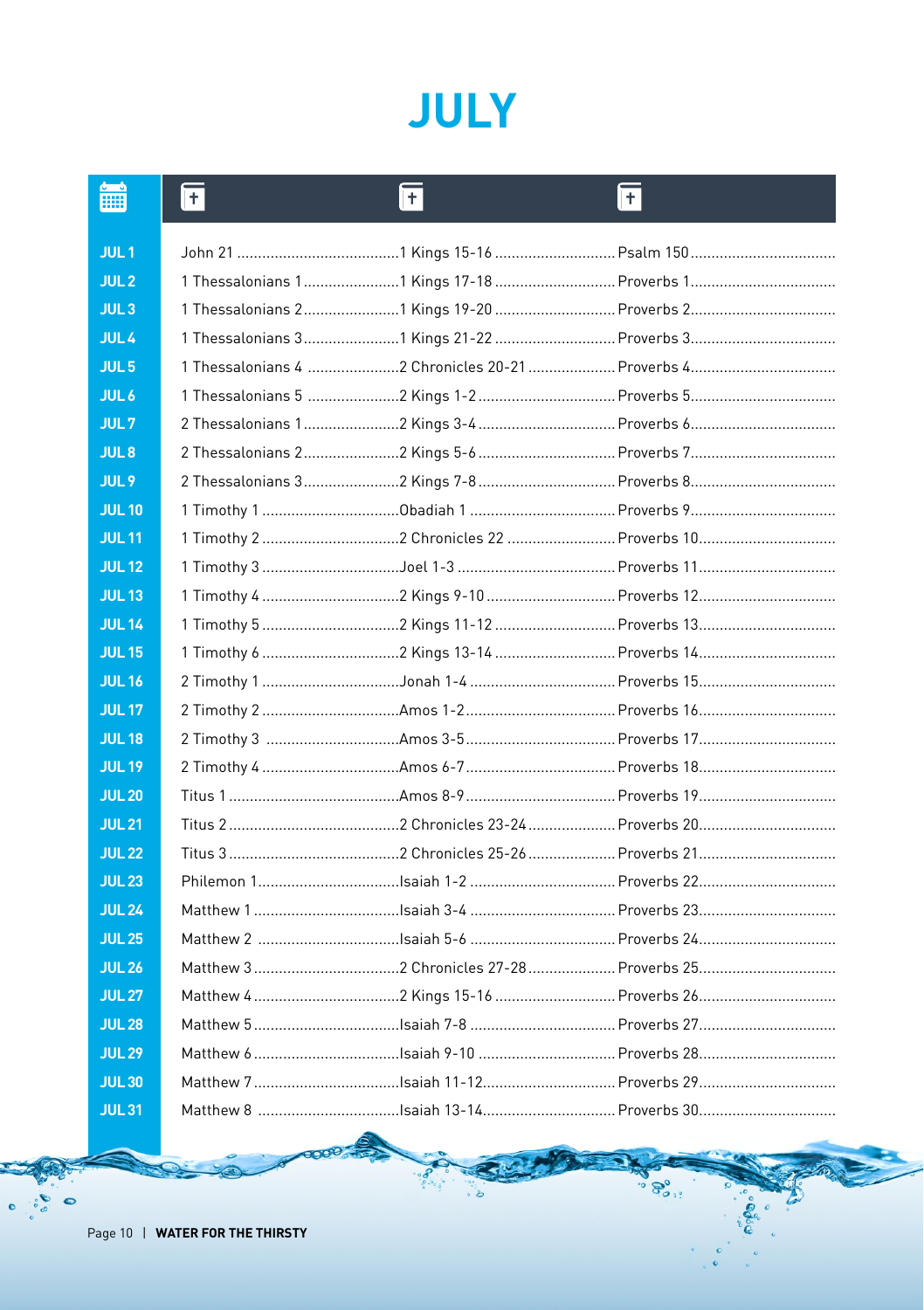# JULY

| Date | Reading 1 | Reading 2 | Reading 3 |
|---|---|---|---|
| JUL 1 | John 21 | 1 Kings 15-16 | Psalm 150 |
| JUL 2 | 1 Thessalonians 1 | 1 Kings 17-18 | Proverbs 1 |
| JUL 3 | 1 Thessalonians 2 | 1 Kings 19-20 | Proverbs 2 |
| JUL 4 | 1 Thessalonians 3 | 1 Kings 21-22 | Proverbs 3 |
| JUL 5 | 1 Thessalonians 4 | 2 Chronicles 20-21 | Proverbs 4 |
| JUL 6 | 1 Thessalonians 5 | 2 Kings 1-2 | Proverbs 5 |
| JUL 7 | 2 Thessalonians 1 | 2 Kings 3-4 | Proverbs 6 |
| JUL 8 | 2 Thessalonians 2 | 2 Kings 5-6 | Proverbs 7 |
| JUL 9 | 2 Thessalonians 3 | 2 Kings 7-8 | Proverbs 8 |
| JUL 10 | 1 Timothy 1 | Obadiah 1 | Proverbs 9 |
| JUL 11 | 1 Timothy 2 | 2 Chronicles 22 | Proverbs 10 |
| JUL 12 | 1 Timothy 3 | Joel 1-3 | Proverbs 11 |
| JUL 13 | 1 Timothy 4 | 2 Kings 9-10 | Proverbs 12 |
| JUL 14 | 1 Timothy 5 | 2 Kings 11-12 | Proverbs 13 |
| JUL 15 | 1 Timothy 6 | 2 Kings 13-14 | Proverbs 14 |
| JUL 16 | 2 Timothy 1 | Jonah 1-4 | Proverbs 15 |
| JUL 17 | 2 Timothy 2 | Amos 1-2 | Proverbs 16 |
| JUL 18 | 2 Timothy 3 | Amos 3-5 | Proverbs 17 |
| JUL 19 | 2 Timothy 4 | Amos 6-7 | Proverbs 18 |
| JUL 20 | Titus 1 | Amos 8-9 | Proverbs 19 |
| JUL 21 | Titus 2 | 2 Chronicles 23-24 | Proverbs 20 |
| JUL 22 | Titus 3 | 2 Chronicles 25-26 | Proverbs 21 |
| JUL 23 | Philemon 1 | Isaiah 1-2 | Proverbs 22 |
| JUL 24 | Matthew 1 | Isaiah 3-4 | Proverbs 23 |
| JUL 25 | Matthew 2 | Isaiah 5-6 | Proverbs 24 |
| JUL 26 | Matthew 3 | 2 Chronicles 27-28 | Proverbs 25 |
| JUL 27 | Matthew 4 | 2 Kings 15-16 | Proverbs 26 |
| JUL 28 | Matthew 5 | Isaiah 7-8 | Proverbs 27 |
| JUL 29 | Matthew 6 | Isaiah 9-10 | Proverbs 28 |
| JUL 30 | Matthew 7 | Isaiah 11-12 | Proverbs 29 |
| JUL 31 | Matthew 8 | Isaiah 13-14 | Proverbs 30 |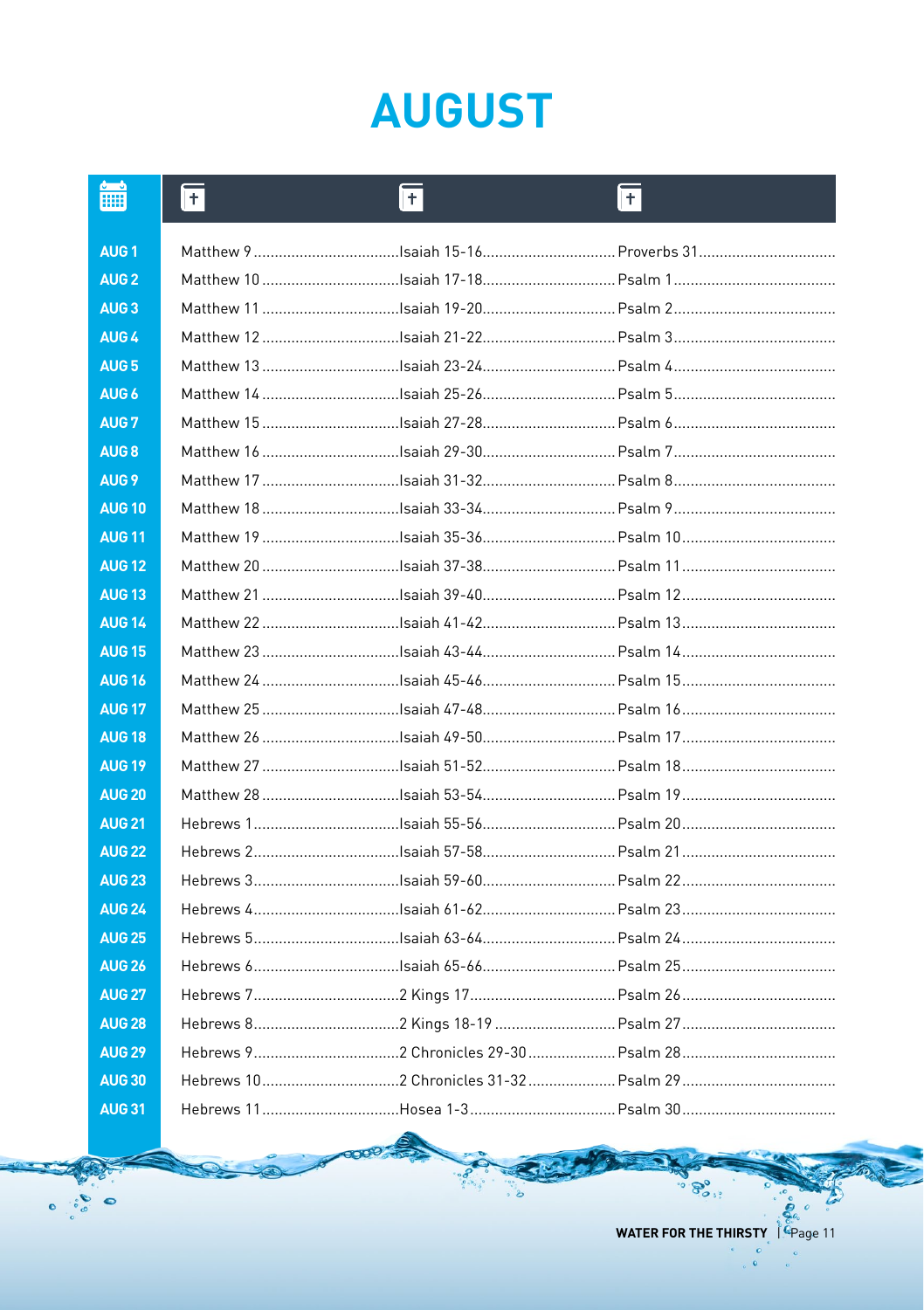# AUGUST

| Date | Reading 1 | Reading 2 | Reading 3 |
|---|---|---|---|
| AUG 1 | Matthew 9 | Isaiah 15-16 | Proverbs 31 |
| AUG 2 | Matthew 10 | Isaiah 17-18 | Psalm 1 |
| AUG 3 | Matthew 11 | Isaiah 19-20 | Psalm 2 |
| AUG 4 | Matthew 12 | Isaiah 21-22 | Psalm 3 |
| AUG 5 | Matthew 13 | Isaiah 23-24 | Psalm 4 |
| AUG 6 | Matthew 14 | Isaiah 25-26 | Psalm 5 |
| AUG 7 | Matthew 15 | Isaiah 27-28 | Psalm 6 |
| AUG 8 | Matthew 16 | Isaiah 29-30 | Psalm 7 |
| AUG 9 | Matthew 17 | Isaiah 31-32 | Psalm 8 |
| AUG 10 | Matthew 18 | Isaiah 33-34 | Psalm 9 |
| AUG 11 | Matthew 19 | Isaiah 35-36 | Psalm 10 |
| AUG 12 | Matthew 20 | Isaiah 37-38 | Psalm 11 |
| AUG 13 | Matthew 21 | Isaiah 39-40 | Psalm 12 |
| AUG 14 | Matthew 22 | Isaiah 41-42 | Psalm 13 |
| AUG 15 | Matthew 23 | Isaiah 43-44 | Psalm 14 |
| AUG 16 | Matthew 24 | Isaiah 45-46 | Psalm 15 |
| AUG 17 | Matthew 25 | Isaiah 47-48 | Psalm 16 |
| AUG 18 | Matthew 26 | Isaiah 49-50 | Psalm 17 |
| AUG 19 | Matthew 27 | Isaiah 51-52 | Psalm 18 |
| AUG 20 | Matthew 28 | Isaiah 53-54 | Psalm 19 |
| AUG 21 | Hebrews 1 | Isaiah 55-56 | Psalm 20 |
| AUG 22 | Hebrews 2 | Isaiah 57-58 | Psalm 21 |
| AUG 23 | Hebrews 3 | Isaiah 59-60 | Psalm 22 |
| AUG 24 | Hebrews 4 | Isaiah 61-62 | Psalm 23 |
| AUG 25 | Hebrews 5 | Isaiah 63-64 | Psalm 24 |
| AUG 26 | Hebrews 6 | Isaiah 65-66 | Psalm 25 |
| AUG 27 | Hebrews 7 | 2 Kings 17 | Psalm 26 |
| AUG 28 | Hebrews 8 | 2 Kings 18-19 | Psalm 27 |
| AUG 29 | Hebrews 9 | 2 Chronicles 29-30 | Psalm 28 |
| AUG 30 | Hebrews 10 | 2 Chronicles 31-32 | Psalm 29 |
| AUG 31 | Hebrews 11 | Hosea 1-3 | Psalm 30 |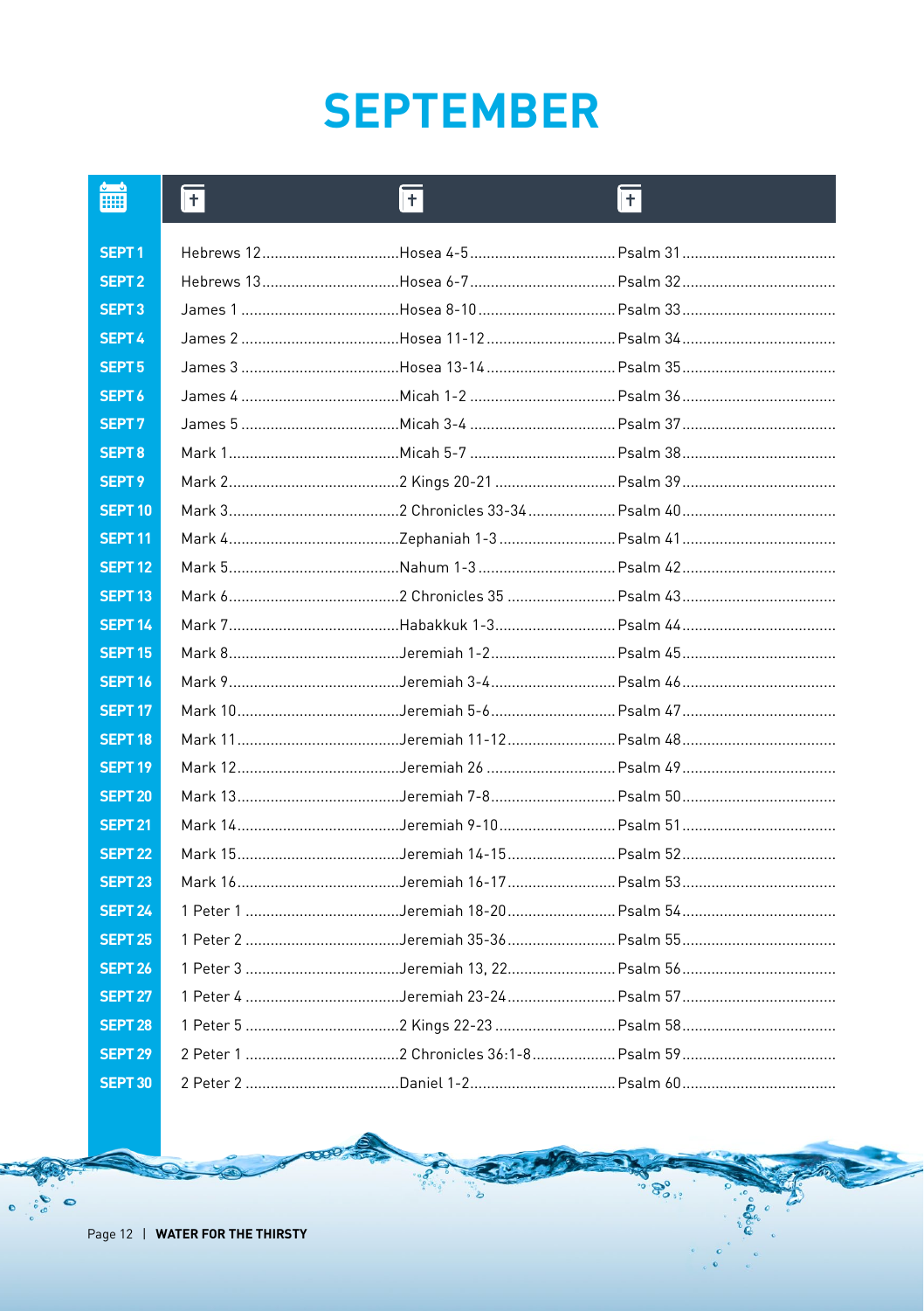# SEPTEMBER

| | | | |
|---|---|---|---|
| SEPT 1 | Hebrews 12 | Hosea 4-5 | Psalm 31 |
| SEPT 2 | Hebrews 13 | Hosea 6-7 | Psalm 32 |
| SEPT 3 | James 1 | Hosea 8-10 | Psalm 33 |
| SEPT 4 | James 2 | Hosea 11-12 | Psalm 34 |
| SEPT 5 | James 3 | Hosea 13-14 | Psalm 35 |
| SEPT 6 | James 4 | Micah 1-2 | Psalm 36 |
| SEPT 7 | James 5 | Micah 3-4 | Psalm 37 |
| SEPT 8 | Mark 1 | Micah 5-7 | Psalm 38 |
| SEPT 9 | Mark 2 | 2 Kings 20-21 | Psalm 39 |
| SEPT 10 | Mark 3 | 2 Chronicles 33-34 | Psalm 40 |
| SEPT 11 | Mark 4 | Zephaniah 1-3 | Psalm 41 |
| SEPT 12 | Mark 5 | Nahum 1-3 | Psalm 42 |
| SEPT 13 | Mark 6 | 2 Chronicles 35 | Psalm 43 |
| SEPT 14 | Mark 7 | Habakkuk 1-3 | Psalm 44 |
| SEPT 15 | Mark 8 | Jeremiah 1-2 | Psalm 45 |
| SEPT 16 | Mark 9 | Jeremiah 3-4 | Psalm 46 |
| SEPT 17 | Mark 10 | Jeremiah 5-6 | Psalm 47 |
| SEPT 18 | Mark 11 | Jeremiah 11-12 | Psalm 48 |
| SEPT 19 | Mark 12 | Jeremiah 26 | Psalm 49 |
| SEPT 20 | Mark 13 | Jeremiah 7-8 | Psalm 50 |
| SEPT 21 | Mark 14 | Jeremiah 9-10 | Psalm 51 |
| SEPT 22 | Mark 15 | Jeremiah 14-15 | Psalm 52 |
| SEPT 23 | Mark 16 | Jeremiah 16-17 | Psalm 53 |
| SEPT 24 | 1 Peter 1 | Jeremiah 18-20 | Psalm 54 |
| SEPT 25 | 1 Peter 2 | Jeremiah 35-36 | Psalm 55 |
| SEPT 26 | 1 Peter 3 | Jeremiah 13, 22 | Psalm 56 |
| SEPT 27 | 1 Peter 4 | Jeremiah 23-24 | Psalm 57 |
| SEPT 28 | 1 Peter 5 | 2 Kings 22-23 | Psalm 58 |
| SEPT 29 | 2 Peter 1 | 2 Chronicles 36:1-8 | Psalm 59 |
| SEPT 30 | 2 Peter 2 | Daniel 1-2 | Psalm 60 |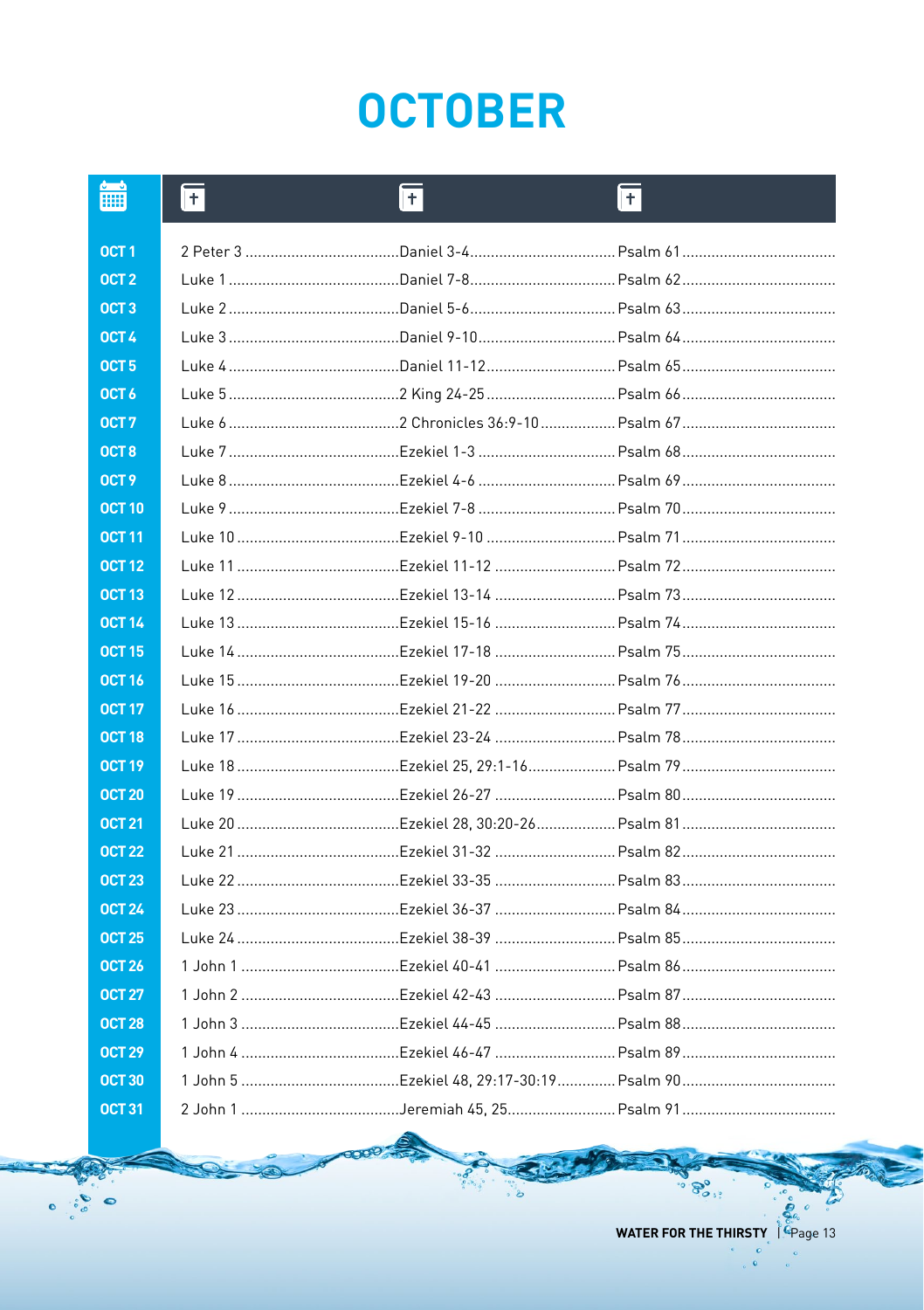# OCTOBER

| | | | |
|---|---|---|---|
| OCT 1 | 2 Peter 3 | Daniel 3-4 | Psalm 61 |
| OCT 2 | Luke 1 | Daniel 7-8 | Psalm 62 |
| OCT 3 | Luke 2 | Daniel 5-6 | Psalm 63 |
| OCT 4 | Luke 3 | Daniel 9-10 | Psalm 64 |
| OCT 5 | Luke 4 | Daniel 11-12 | Psalm 65 |
| OCT 6 | Luke 5 | 2 King 24-25 | Psalm 66 |
| OCT 7 | Luke 6 | 2 Chronicles 36:9-10 | Psalm 67 |
| OCT 8 | Luke 7 | Ezekiel 1-3 | Psalm 68 |
| OCT 9 | Luke 8 | Ezekiel 4-6 | Psalm 69 |
| OCT 10 | Luke 9 | Ezekiel 7-8 | Psalm 70 |
| OCT 11 | Luke 10 | Ezekiel 9-10 | Psalm 71 |
| OCT 12 | Luke 11 | Ezekiel 11-12 | Psalm 72 |
| OCT 13 | Luke 12 | Ezekiel 13-14 | Psalm 73 |
| OCT 14 | Luke 13 | Ezekiel 15-16 | Psalm 74 |
| OCT 15 | Luke 14 | Ezekiel 17-18 | Psalm 75 |
| OCT 16 | Luke 15 | Ezekiel 19-20 | Psalm 76 |
| OCT 17 | Luke 16 | Ezekiel 21-22 | Psalm 77 |
| OCT 18 | Luke 17 | Ezekiel 23-24 | Psalm 78 |
| OCT 19 | Luke 18 | Ezekiel 25, 29:1-16 | Psalm 79 |
| OCT 20 | Luke 19 | Ezekiel 26-27 | Psalm 80 |
| OCT 21 | Luke 20 | Ezekiel 28, 30:20-26 | Psalm 81 |
| OCT 22 | Luke 21 | Ezekiel 31-32 | Psalm 82 |
| OCT 23 | Luke 22 | Ezekiel 33-35 | Psalm 83 |
| OCT 24 | Luke 23 | Ezekiel 36-37 | Psalm 84 |
| OCT 25 | Luke 24 | Ezekiel 38-39 | Psalm 85 |
| OCT 26 | 1 John 1 | Ezekiel 40-41 | Psalm 86 |
| OCT 27 | 1 John 2 | Ezekiel 42-43 | Psalm 87 |
| OCT 28 | 1 John 3 | Ezekiel 44-45 | Psalm 88 |
| OCT 29 | 1 John 4 | Ezekiel 46-47 | Psalm 89 |
| OCT 30 | 1 John 5 | Ezekiel 48, 29:17-30:19 | Psalm 90 |
| OCT 31 | 2 John 1 | Jeremiah 45, 25 | Psalm 91 |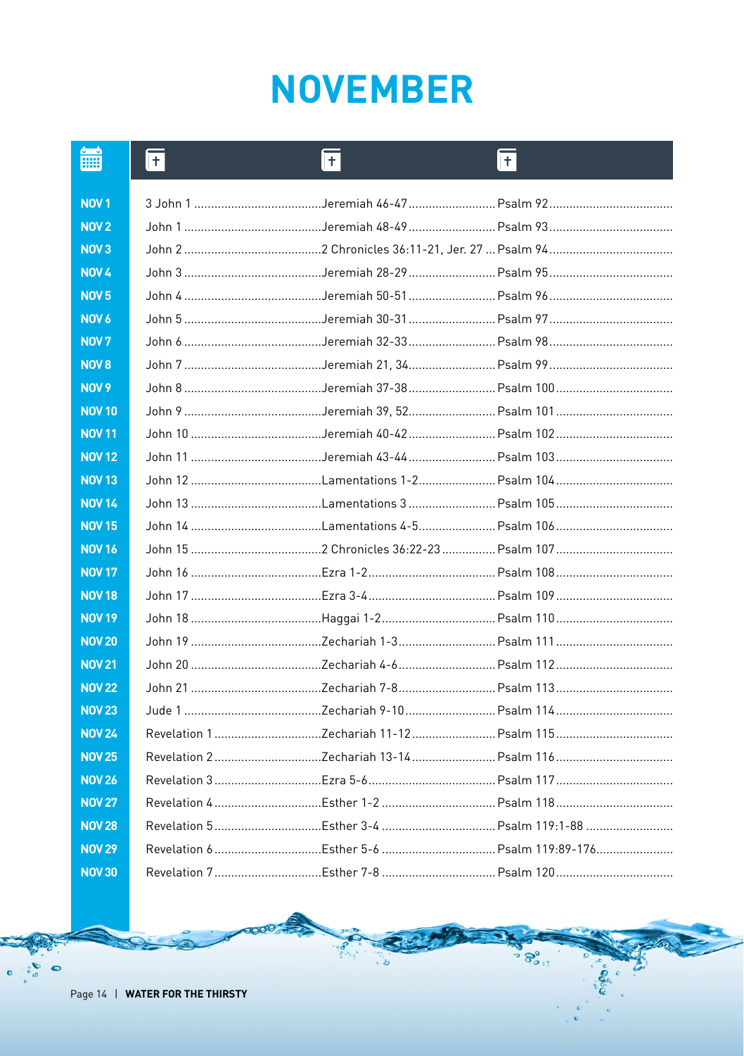# NOVEMBER

| | | | |
|---|---|---|---|
| NOV 1 | 3 John 1 | Jeremiah 46-47 | Psalm 92 |
| NOV 2 | John 1 | Jeremiah 48-49 | Psalm 93 |
| NOV 3 | John 2 | 2 Chronicles 36:11-21, Jer. 27 | Psalm 94 |
| NOV 4 | John 3 | Jeremiah 28-29 | Psalm 95 |
| NOV 5 | John 4 | Jeremiah 50-51 | Psalm 96 |
| NOV 6 | John 5 | Jeremiah 30-31 | Psalm 97 |
| NOV 7 | John 6 | Jeremiah 32-33 | Psalm 98 |
| NOV 8 | John 7 | Jeremiah 21, 34 | Psalm 99 |
| NOV 9 | John 8 | Jeremiah 37-38 | Psalm 100 |
| NOV 10 | John 9 | Jeremiah 39, 52 | Psalm 101 |
| NOV 11 | John 10 | Jeremiah 40-42 | Psalm 102 |
| NOV 12 | John 11 | Jeremiah 43-44 | Psalm 103 |
| NOV 13 | John 12 | Lamentations 1-2 | Psalm 104 |
| NOV 14 | John 13 | Lamentations 3 | Psalm 105 |
| NOV 15 | John 14 | Lamentations 4-5 | Psalm 106 |
| NOV 16 | John 15 | 2 Chronicles 36:22-23 | Psalm 107 |
| NOV 17 | John 16 | Ezra 1-2 | Psalm 108 |
| NOV 18 | John 17 | Ezra 3-4 | Psalm 109 |
| NOV 19 | John 18 | Haggai 1-2 | Psalm 110 |
| NOV 20 | John 19 | Zechariah 1-3 | Psalm 111 |
| NOV 21 | John 20 | Zechariah 4-6 | Psalm 112 |
| NOV 22 | John 21 | Zechariah 7-8 | Psalm 113 |
| NOV 23 | Jude 1 | Zechariah 9-10 | Psalm 114 |
| NOV 24 | Revelation 1 | Zechariah 11-12 | Psalm 115 |
| NOV 25 | Revelation 2 | Zechariah 13-14 | Psalm 116 |
| NOV 26 | Revelation 3 | Ezra 5-6 | Psalm 117 |
| NOV 27 | Revelation 4 | Esther 1-2 | Psalm 118 |
| NOV 28 | Revelation 5 | Esther 3-4 | Psalm 119:1-88 |
| NOV 29 | Revelation 6 | Esther 5-6 | Psalm 119:89-176 |
| NOV 30 | Revelation 7 | Esther 7-8 | Psalm 120 |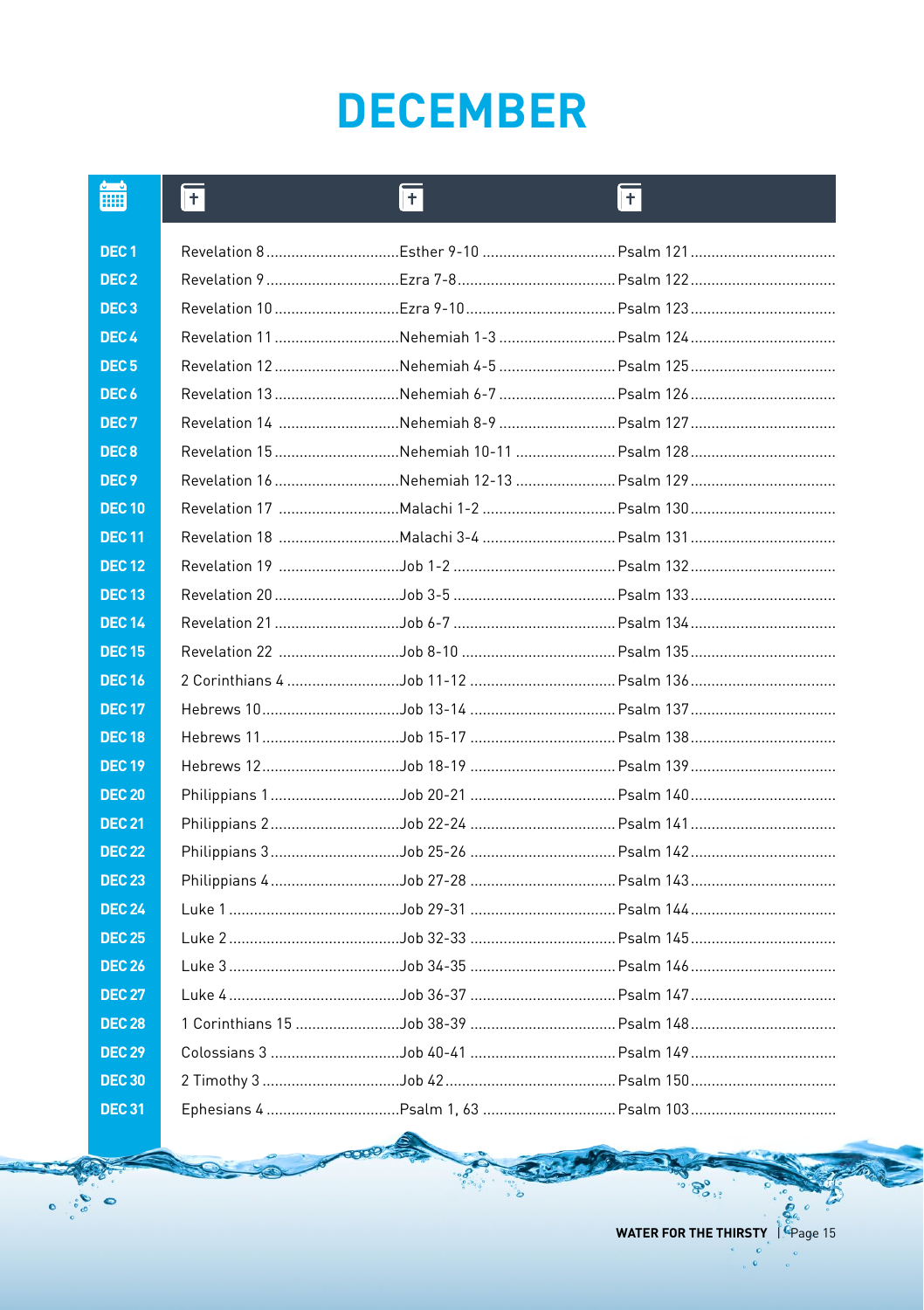# DECEMBER

| Date | Reading 1 | Reading 2 | Reading 3 |
|---|---|---|---|
| DEC 1 | Revelation 8 | Esther 9-10 | Psalm 121 |
| DEC 2 | Revelation 9 | Ezra 7-8 | Psalm 122 |
| DEC 3 | Revelation 10 | Ezra 9-10 | Psalm 123 |
| DEC 4 | Revelation 11 | Nehemiah 1-3 | Psalm 124 |
| DEC 5 | Revelation 12 | Nehemiah 4-5 | Psalm 125 |
| DEC 6 | Revelation 13 | Nehemiah 6-7 | Psalm 126 |
| DEC 7 | Revelation 14 | Nehemiah 8-9 | Psalm 127 |
| DEC 8 | Revelation 15 | Nehemiah 10-11 | Psalm 128 |
| DEC 9 | Revelation 16 | Nehemiah 12-13 | Psalm 129 |
| DEC 10 | Revelation 17 | Malachi 1-2 | Psalm 130 |
| DEC 11 | Revelation 18 | Malachi 3-4 | Psalm 131 |
| DEC 12 | Revelation 19 | Job 1-2 | Psalm 132 |
| DEC 13 | Revelation 20 | Job 3-5 | Psalm 133 |
| DEC 14 | Revelation 21 | Job 6-7 | Psalm 134 |
| DEC 15 | Revelation 22 | Job 8-10 | Psalm 135 |
| DEC 16 | 2 Corinthians 4 | Job 11-12 | Psalm 136 |
| DEC 17 | Hebrews 10 | Job 13-14 | Psalm 137 |
| DEC 18 | Hebrews 11 | Job 15-17 | Psalm 138 |
| DEC 19 | Hebrews 12 | Job 18-19 | Psalm 139 |
| DEC 20 | Philippians 1 | Job 20-21 | Psalm 140 |
| DEC 21 | Philippians 2 | Job 22-24 | Psalm 141 |
| DEC 22 | Philippians 3 | Job 25-26 | Psalm 142 |
| DEC 23 | Philippians 4 | Job 27-28 | Psalm 143 |
| DEC 24 | Luke 1 | Job 29-31 | Psalm 144 |
| DEC 25 | Luke 2 | Job 32-33 | Psalm 145 |
| DEC 26 | Luke 3 | Job 34-35 | Psalm 146 |
| DEC 27 | Luke 4 | Job 36-37 | Psalm 147 |
| DEC 28 | 1 Corinthians 15 | Job 38-39 | Psalm 148 |
| DEC 29 | Colossians 3 | Job 40-41 | Psalm 149 |
| DEC 30 | 2 Timothy 3 | Job 42 | Psalm 150 |
| DEC 31 | Ephesians 4 | Psalm 1, 63 | Psalm 103 |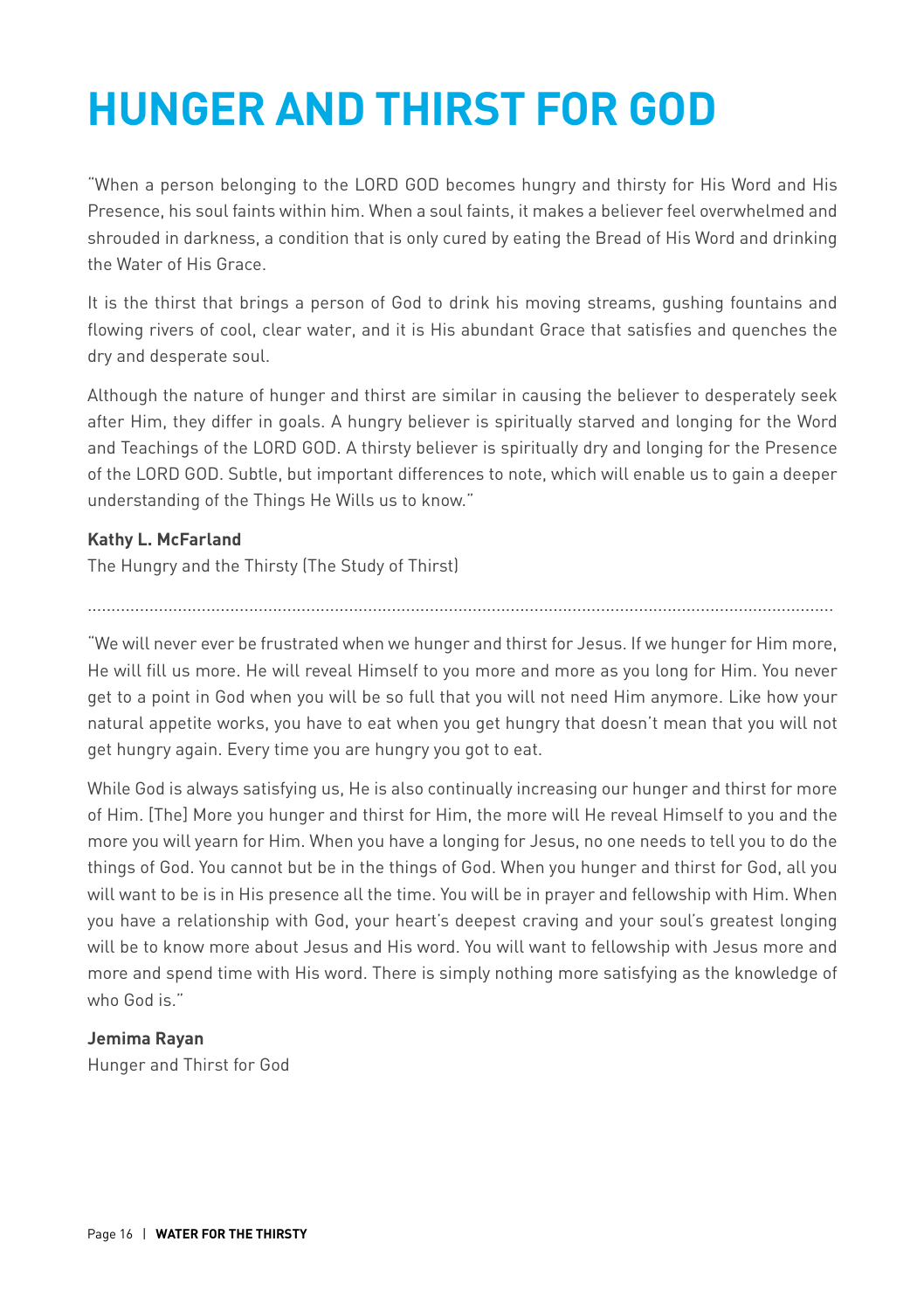# HUNGER AND THIRST FOR GOD

"When a person belonging to the LORD GOD becomes hungry and thirsty for His Word and His Presence, his soul faints within him. When a soul faints, it makes a believer feel overwhelmed and shrouded in darkness, a condition that is only cured by eating the Bread of His Word and drinking the Water of His Grace.

It is the thirst that brings a person of God to drink his moving streams, gushing fountains and flowing rivers of cool, clear water, and it is His abundant Grace that satisfies and quenches the dry and desperate soul.

Although the nature of hunger and thirst are similar in causing the believer to desperately seek after Him, they differ in goals. A hungry believer is spiritually starved and longing for the Word and Teachings of the LORD GOD. A thirsty believer is spiritually dry and longing for the Presence of the LORD GOD. Subtle, but important differences to note, which will enable us to gain a deeper understanding of the Things He Wills us to know."

**Kathy L. McFarland**
The Hungry and the Thirsty (The Study of Thirst)

---

"We will never ever be frustrated when we hunger and thirst for Jesus. If we hunger for Him more, He will fill us more. He will reveal Himself to you more and more as you long for Him. You never get to a point in God when you will be so full that you will not need Him anymore. Like how your natural appetite works, you have to eat when you get hungry that doesn't mean that you will not get hungry again. Every time you are hungry you got to eat.

While God is always satisfying us, He is also continually increasing our hunger and thirst for more of Him. [The] More you hunger and thirst for Him, the more will He reveal Himself to you and the more you will yearn for Him. When you have a longing for Jesus, no one needs to tell you to do the things of God. You cannot but be in the things of God. When you hunger and thirst for God, all you will want to be is in His presence all the time. You will be in prayer and fellowship with Him. When you have a relationship with God, your heart's deepest craving and your soul's greatest longing will be to know more about Jesus and His word. You will want to fellowship with Jesus more and more and spend time with His word. There is simply nothing more satisfying as the knowledge of who God is."

**Jemima Rayan**
Hunger and Thirst for God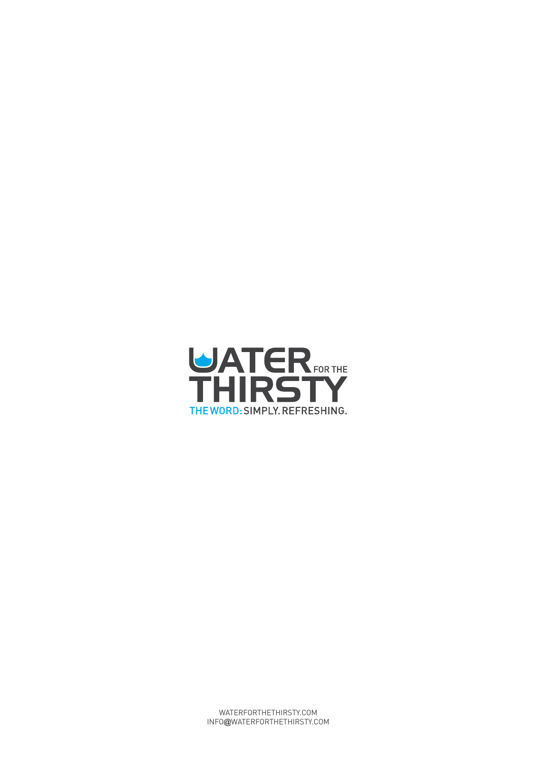WATER FOR THE THIRSTY

THE WORD: SIMPLY. REFRESHING.

WATERFORTHETHIRSTY.COM
INFO@WATERFORTHETHIRSTY.COM